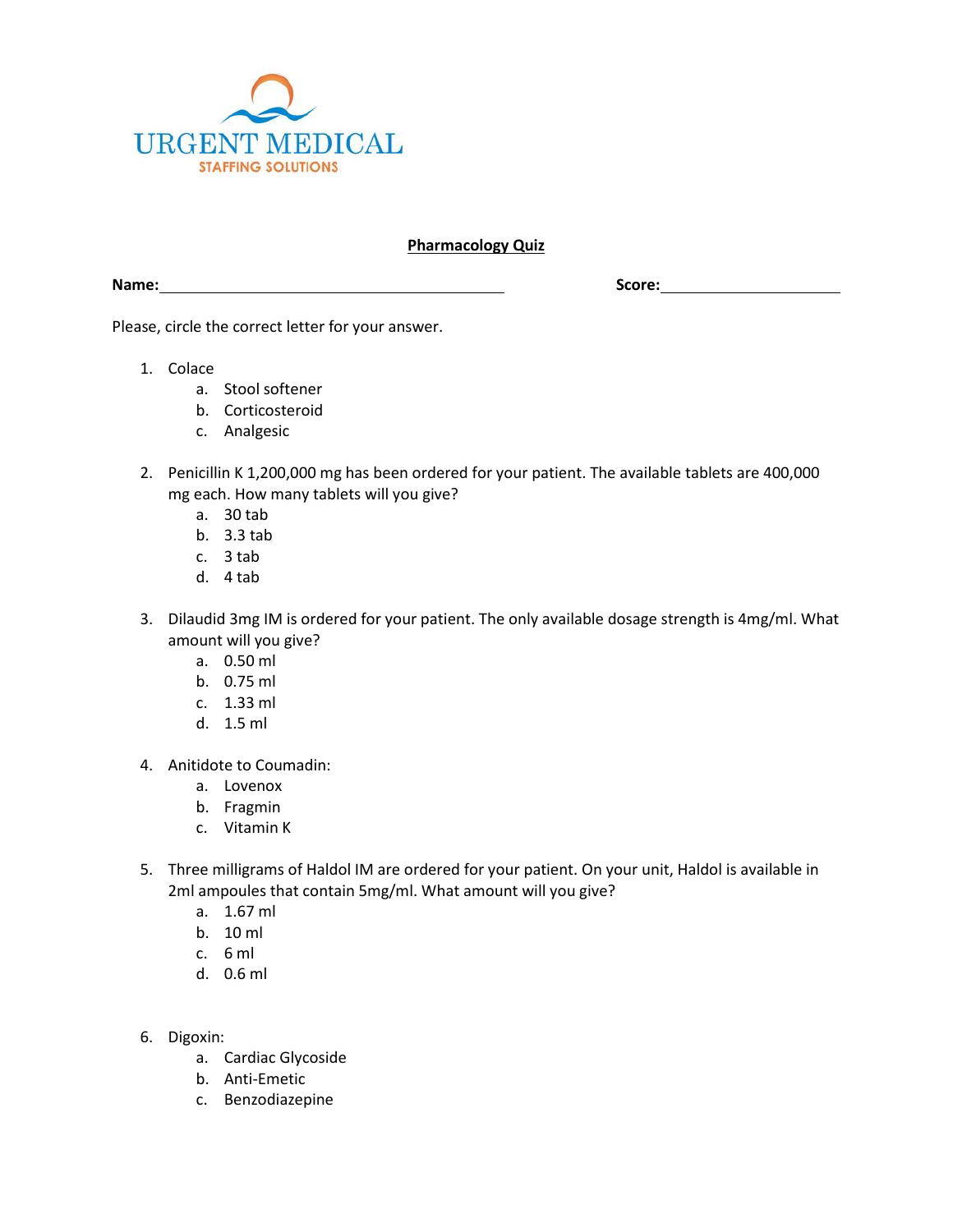URGENT MEDICAL
STAFFING SOLUTIONS

## Pharmacology Quiz

**Name:**\_\_\_\_\_\_\_\_\_\_\_\_\_\_\_\_\_\_\_\_\_\_\_\_\_\_\_\_\_\_ **Score:**\_\_\_\_\_\_\_\_\_\_\_\_\_\_\_\_

Please, circle the correct letter for your answer.

1. Colace
    a. Stool softener
    b. Corticosteroid
    c. Analgesic

2. Penicillin K 1,200,000 mg has been ordered for your patient. The available tablets are 400,000 mg each. How many tablets will you give?
    a. 30 tab
    b. 3.3 tab
    c. 3 tab
    d. 4 tab

3. Dilaudid 3mg IM is ordered for your patient. The only available dosage strength is 4mg/ml. What amount will you give?
    a. 0.50 ml
    b. 0.75 ml
    c. 1.33 ml
    d. 1.5 ml

4. Anitidote to Coumadin:
    a. Lovenox
    b. Fragmin
    c. Vitamin K

5. Three milligrams of Haldol IM are ordered for your patient. On your unit, Haldol is available in 2ml ampoules that contain 5mg/ml. What amount will you give?
    a. 1.67 ml
    b. 10 ml
    c. 6 ml
    d. 0.6 ml

6. Digoxin:
    a. Cardiac Glycoside
    b. Anti-Emetic
    c. Benzodiazepine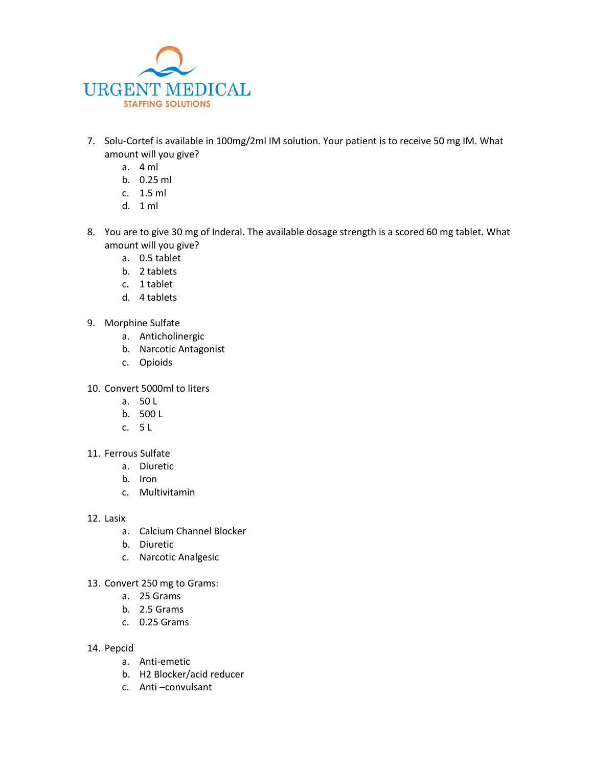7. Solu-Cortef is available in 100mg/2ml IM solution. Your patient is to receive 50 mg IM. What amount will you give?
   a. 4 ml
   b. 0.25 ml
   c. 1.5 ml
   d. 1 ml

8. You are to give 30 mg of Inderal. The available dosage strength is a scored 60 mg tablet. What amount will you give?
   a. 0.5 tablet
   b. 2 tablets
   c. 1 tablet
   d. 4 tablets

9. Morphine Sulfate
   a. Anticholinergic
   b. Narcotic Antagonist
   c. Opioids

10. Convert 5000ml to liters
    a. 50 L
    b. 500 L
    c. 5 L

11. Ferrous Sulfate
    a. Diuretic
    b. Iron
    c. Multivitamin

12. Lasix
    a. Calcium Channel Blocker
    b. Diuretic
    c. Narcotic Analgesic

13. Convert 250 mg to Grams:
    a. 25 Grams
    b. 2.5 Grams
    c. 0.25 Grams

14. Pepcid
    a. Anti-emetic
    b. H2 Blocker/acid reducer
    c. Anti –convulsant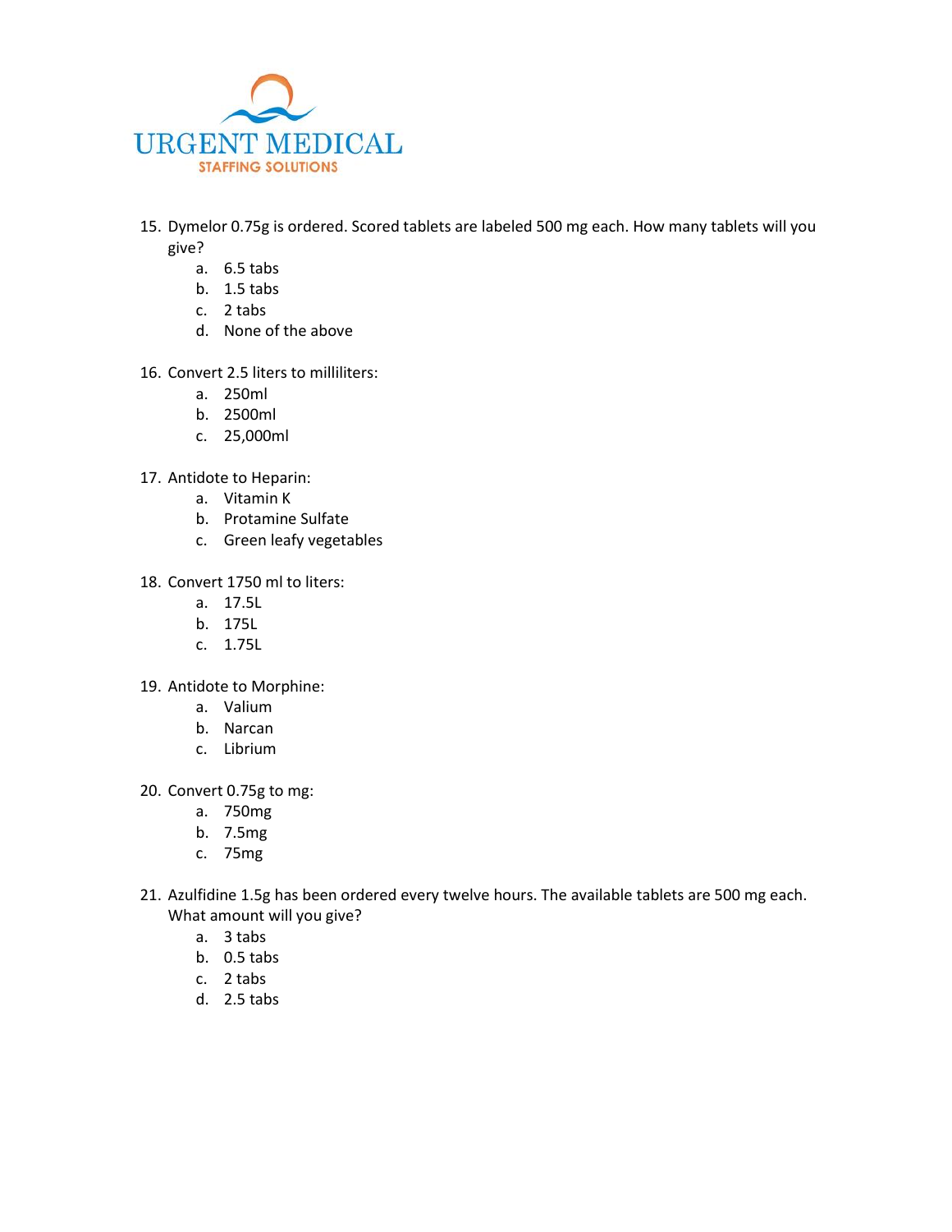15. Dymelor 0.75g is ordered. Scored tablets are labeled 500 mg each. How many tablets will you give?
    a. 6.5 tabs
    b. 1.5 tabs
    c. 2 tabs
    d. None of the above

16. Convert 2.5 liters to milliliters:
    a. 250ml
    b. 2500ml
    c. 25,000ml

17. Antidote to Heparin:
    a. Vitamin K
    b. Protamine Sulfate
    c. Green leafy vegetables

18. Convert 1750 ml to liters:
    a. 17.5L
    b. 175L
    c. 1.75L

19. Antidote to Morphine:
    a. Valium
    b. Narcan
    c. Librium

20. Convert 0.75g to mg:
    a. 750mg
    b. 7.5mg
    c. 75mg

21. Azulfidine 1.5g has been ordered every twelve hours. The available tablets are 500 mg each. What amount will you give?
    a. 3 tabs
    b. 0.5 tabs
    c. 2 tabs
    d. 2.5 tabs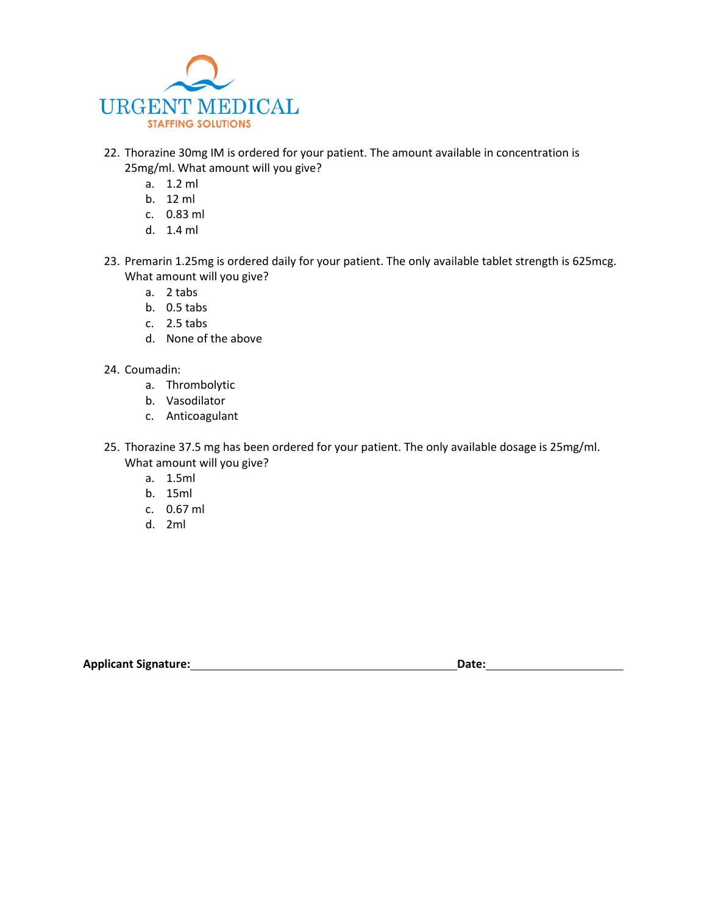URGENT MEDICAL
STAFFING SOLUTIONS

22. Thorazine 30mg IM is ordered for your patient. The amount available in concentration is 25mg/ml. What amount will you give?
    a. 1.2 ml
    b. 12 ml
    c. 0.83 ml
    d. 1.4 ml

23. Premarin 1.25mg is ordered daily for your patient. The only available tablet strength is 625mcg. What amount will you give?
    a. 2 tabs
    b. 0.5 tabs
    c. 2.5 tabs
    d. None of the above

24. Coumadin:
    a. Thrombolytic
    b. Vasodilator
    c. Anticoagulant

25. Thorazine 37.5 mg has been ordered for your patient. The only available dosage is 25mg/ml. What amount will you give?
    a. 1.5ml
    b. 15ml
    c. 0.67 ml
    d. 2ml

**Applicant Signature:**\_\_\_\_\_\_\_\_\_\_\_\_\_\_\_\_\_\_\_\_\_\_\_\_\_\_\_\_\_\_\_\_\_\_\_\_\_\_\_\_ **Date:**\_\_\_\_\_\_\_\_\_\_\_\_\_\_\_\_\_\_\_\_